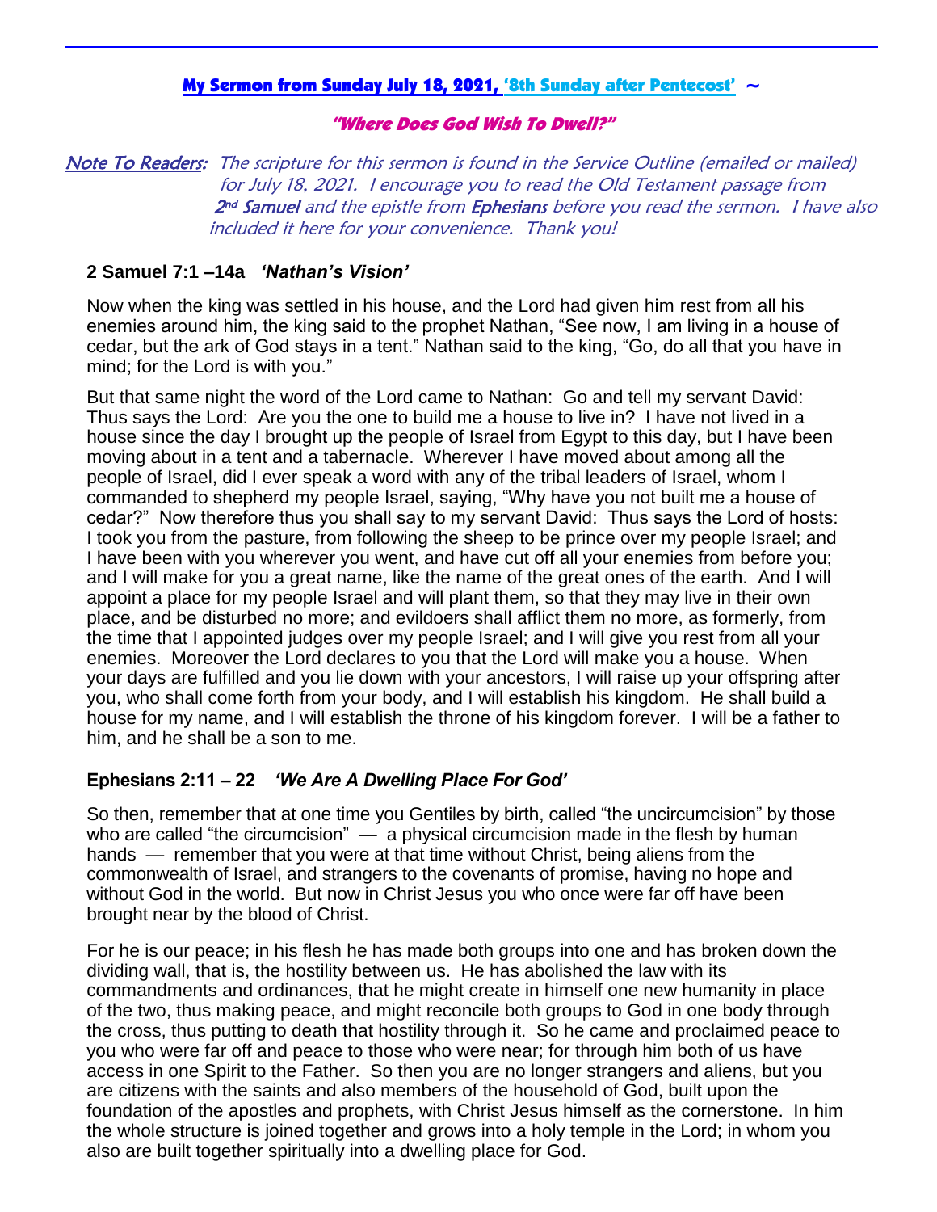## My Sermon from Sunday July 18, 2021, '8th Sunday after Pentecost' ~

### "Where Does God Wish To Dwell?"

***Note To Readers:*** *The scripture for this sermon is found in the Service Outline (emailed or mailed) for July 18, 2021. I encourage you to read the Old Testament passage from 2nd Samuel and the epistle from Ephesians before you read the sermon. I have also included it here for your convenience. Thank you!*

**2 Samuel 7:1 –14a** ***'Nathan's Vision'***

Now when the king was settled in his house, and the Lord had given him rest from all his enemies around him, the king said to the prophet Nathan, "See now, I am living in a house of cedar, but the ark of God stays in a tent." Nathan said to the king, "Go, do all that you have in mind; for the Lord is with you."

But that same night the word of the Lord came to Nathan: Go and tell my servant David: Thus says the Lord: Are you the one to build me a house to live in? I have not lived in a house since the day I brought up the people of Israel from Egypt to this day, but I have been moving about in a tent and a tabernacle. Wherever I have moved about among all the people of Israel, did I ever speak a word with any of the tribal leaders of Israel, whom I commanded to shepherd my people Israel, saying, "Why have you not built me a house of cedar?" Now therefore thus you shall say to my servant David: Thus says the Lord of hosts: I took you from the pasture, from following the sheep to be prince over my people Israel; and I have been with you wherever you went, and have cut off all your enemies from before you; and I will make for you a great name, like the name of the great ones of the earth. And I will appoint a place for my people Israel and will plant them, so that they may live in their own place, and be disturbed no more; and evildoers shall afflict them no more, as formerly, from the time that I appointed judges over my people Israel; and I will give you rest from all your enemies. Moreover the Lord declares to you that the Lord will make you a house. When your days are fulfilled and you lie down with your ancestors, I will raise up your offspring after you, who shall come forth from your body, and I will establish his kingdom. He shall build a house for my name, and I will establish the throne of his kingdom forever. I will be a father to him, and he shall be a son to me.

**Ephesians 2:11 – 22** ***'We Are A Dwelling Place For God'***

So then, remember that at one time you Gentiles by birth, called "the uncircumcision" by those who are called "the circumcision" — a physical circumcision made in the flesh by human hands — remember that you were at that time without Christ, being aliens from the commonwealth of Israel, and strangers to the covenants of promise, having no hope and without God in the world. But now in Christ Jesus you who once were far off have been brought near by the blood of Christ.

For he is our peace; in his flesh he has made both groups into one and has broken down the dividing wall, that is, the hostility between us. He has abolished the law with its commandments and ordinances, that he might create in himself one new humanity in place of the two, thus making peace, and might reconcile both groups to God in one body through the cross, thus putting to death that hostility through it. So he came and proclaimed peace to you who were far off and peace to those who were near; for through him both of us have access in one Spirit to the Father. So then you are no longer strangers and aliens, but you are citizens with the saints and also members of the household of God, built upon the foundation of the apostles and prophets, with Christ Jesus himself as the cornerstone. In him the whole structure is joined together and grows into a holy temple in the Lord; in whom you also are built together spiritually into a dwelling place for God.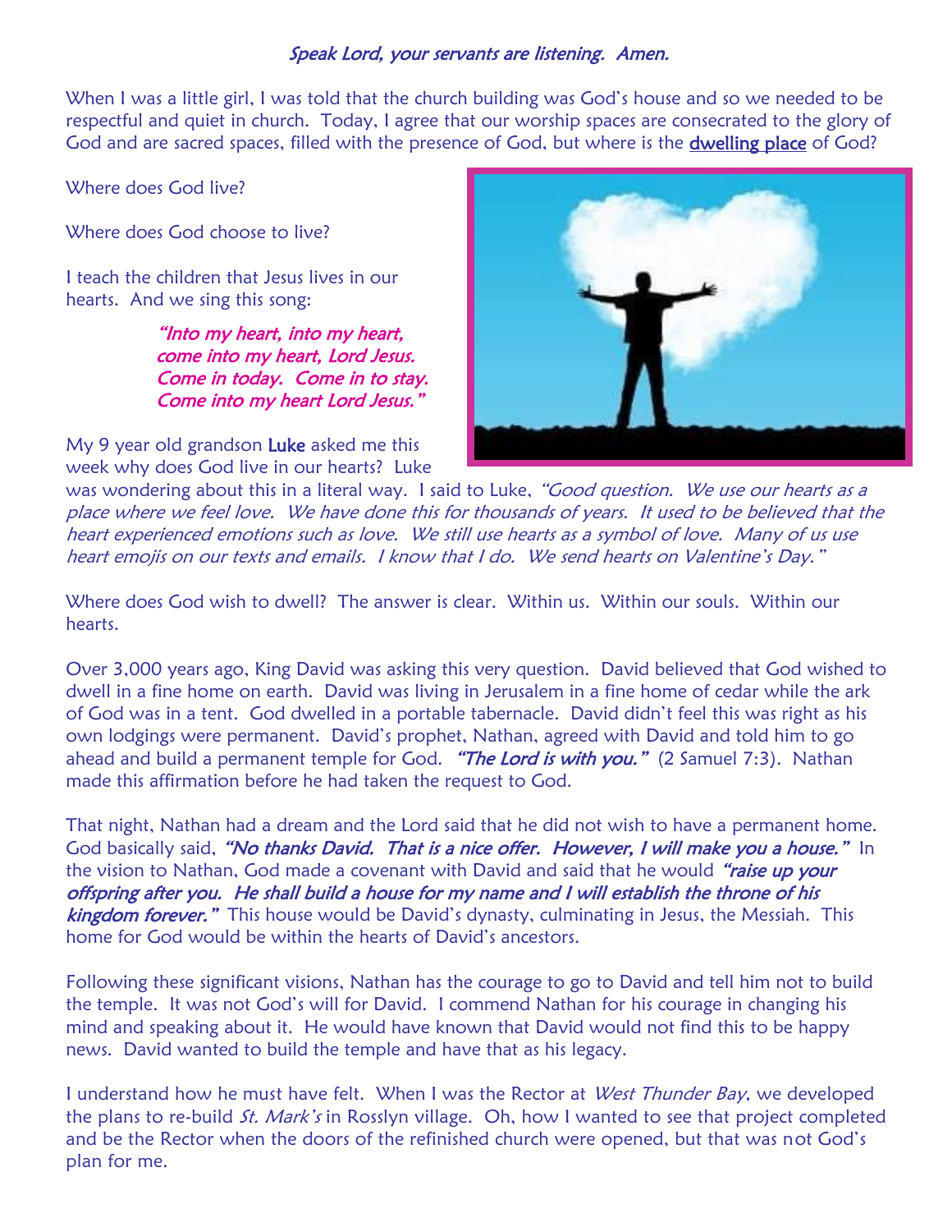*Speak Lord, your servants are listening. Amen.*

When I was a little girl, I was told that the church building was God's house and so we needed to be respectful and quiet in church. Today, I agree that our worship spaces are consecrated to the glory of God and are sacred spaces, filled with the presence of God, but where is the dwelling place of God?

Where does God live?

Where does God choose to live?

I teach the children that Jesus lives in our hearts. And we sing this song:

> *"Into my heart, into my heart,*
> *come into my heart, Lord Jesus.*
> *Come in today. Come in to stay.*
> *Come into my heart Lord Jesus."*

My 9 year old grandson Luke asked me this week why does God live in our hearts? Luke was wondering about this in a literal way. I said to Luke, *"Good question. We use our hearts as a place where we feel love. We have done this for thousands of years. It used to be believed that the heart experienced emotions such as love. We still use hearts as a symbol of love. Many of us use heart emojis on our texts and emails. I know that I do. We send hearts on Valentine's Day."*

Where does God wish to dwell? The answer is clear. Within us. Within our souls. Within our hearts.

Over 3,000 years ago, King David was asking this very question. David believed that God wished to dwell in a fine home on earth. David was living in Jerusalem in a fine home of cedar while the ark of God was in a tent. God dwelled in a portable tabernacle. David didn't feel this was right as his own lodgings were permanent. David's prophet, Nathan, agreed with David and told him to go ahead and build a permanent temple for God. ***"The Lord is with you."*** (2 Samuel 7:3). Nathan made this affirmation before he had taken the request to God.

That night, Nathan had a dream and the Lord said that he did not wish to have a permanent home. God basically said, ***"No thanks David. That is a nice offer. However, I will make you a house."*** In the vision to Nathan, God made a covenant with David and said that he would ***"raise up your offspring after you. He shall build a house for my name and I will establish the throne of his kingdom forever."*** This house would be David's dynasty, culminating in Jesus, the Messiah. This home for God would be within the hearts of David's ancestors.

Following these significant visions, Nathan has the courage to go to David and tell him not to build the temple. It was not God's will for David. I commend Nathan for his courage in changing his mind and speaking about it. He would have known that David would not find this to be happy news. David wanted to build the temple and have that as his legacy.

I understand how he must have felt. When I was the Rector at *West Thunder Bay*, we developed the plans to re-build *St. Mark's* in Rosslyn village. Oh, how I wanted to see that project completed and be the Rector when the doors of the refinished church were opened, but that was not God's plan for me.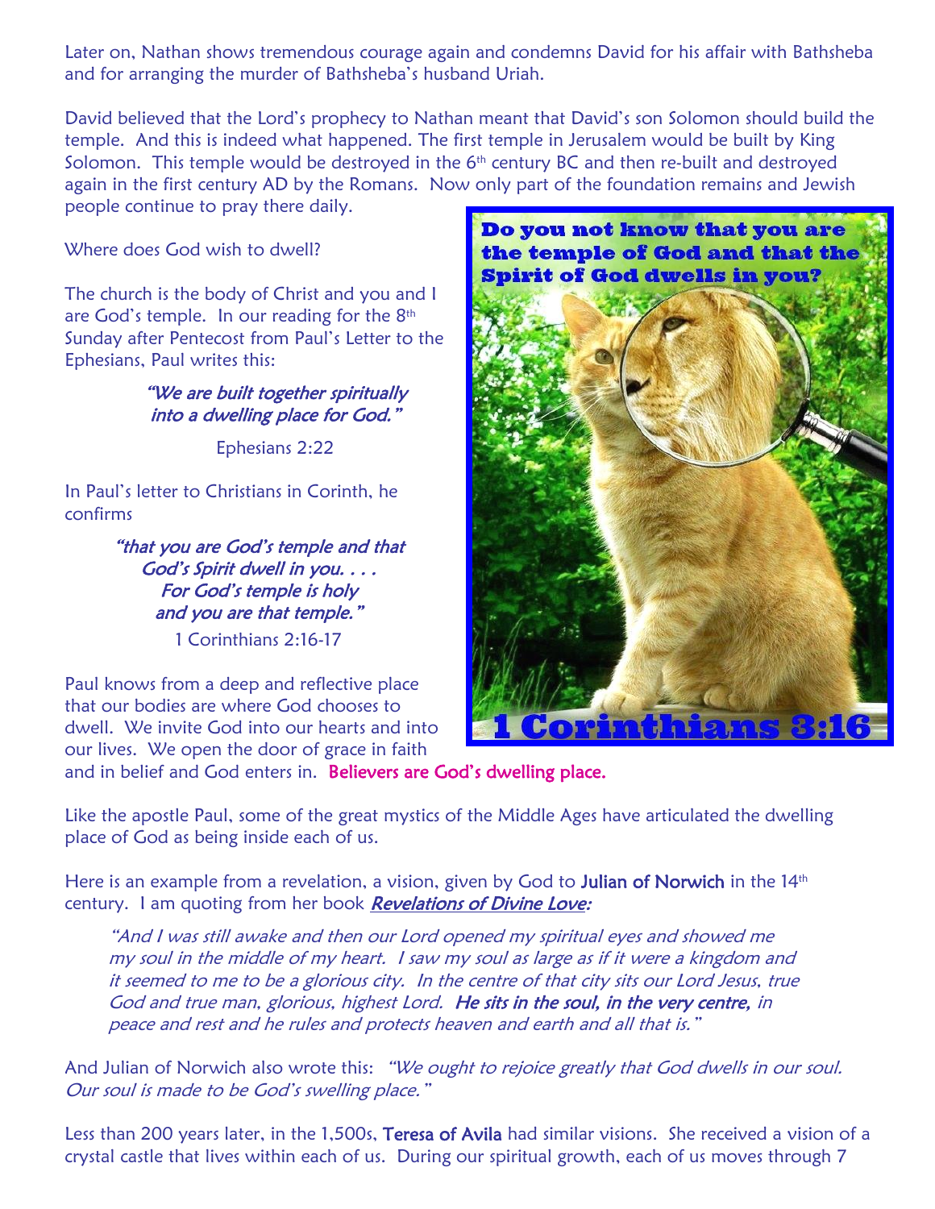Later on, Nathan shows tremendous courage again and condemns David for his affair with Bathsheba and for arranging the murder of Bathsheba's husband Uriah.

David believed that the Lord's prophecy to Nathan meant that David's son Solomon should build the temple. And this is indeed what happened. The first temple in Jerusalem would be built by King Solomon. This temple would be destroyed in the 6th century BC and then re-built and destroyed again in the first century AD by the Romans. Now only part of the foundation remains and Jewish people continue to pray there daily.

Where does God wish to dwell?

The church is the body of Christ and you and I are God's temple. In our reading for the 8th Sunday after Pentecost from Paul's Letter to the Ephesians, Paul writes this:

> *"We are built together spiritually into a dwelling place for God."*
>
> Ephesians 2:22

In Paul's letter to Christians in Corinth, he confirms

> *"that you are God's temple and that God's Spirit dwell in you. . . . For God's temple is holy and you are that temple."*
>
> 1 Corinthians 2:16-17

**Do you not know that you are the temple of God and that the Spirit of God dwells in you?**

**1 Corinthians 3:16**

Paul knows from a deep and reflective place that our bodies are where God chooses to dwell. We invite God into our hearts and into our lives. We open the door of grace in faith and in belief and God enters in. Believers are God's dwelling place.

Like the apostle Paul, some of the great mystics of the Middle Ages have articulated the dwelling place of God as being inside each of us.

Here is an example from a revelation, a vision, given by God to Julian of Norwich in the 14th century. I am quoting from her book ***Revelations of Divine Love:***

> *"And I was still awake and then our Lord opened my spiritual eyes and showed me my soul in the middle of my heart. I saw my soul as large as if it were a kingdom and it seemed to me to be a glorious city. In the centre of that city sits our Lord Jesus, true God and true man, glorious, highest Lord. He sits in the soul, in the very centre, in peace and rest and he rules and protects heaven and earth and all that is."*

And Julian of Norwich also wrote this: *"We ought to rejoice greatly that God dwells in our soul. Our soul is made to be God's swelling place."*

Less than 200 years later, in the 1,500s, Teresa of Avila had similar visions. She received a vision of a crystal castle that lives within each of us. During our spiritual growth, each of us moves through 7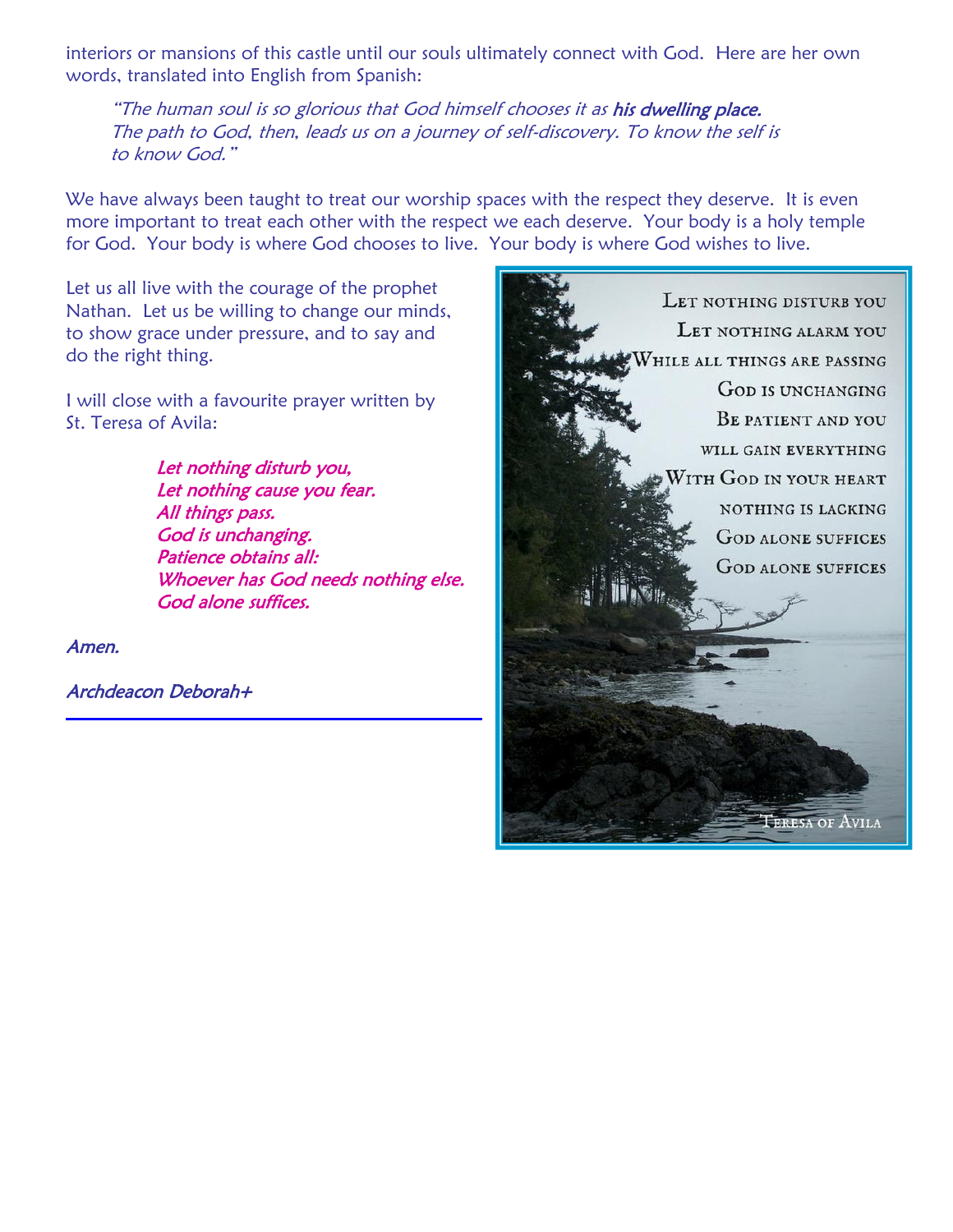interiors or mansions of this castle until our souls ultimately connect with God. Here are her own words, translated into English from Spanish:

> *"The human soul is so glorious that God himself chooses it as **his dwelling place.** The path to God, then, leads us on a journey of self-discovery. To know the self is to know God."*

We have always been taught to treat our worship spaces with the respect they deserve. It is even more important to treat each other with the respect we each deserve. Your body is a holy temple for God. Your body is where God chooses to live. Your body is where God wishes to live.

Let us all live with the courage of the prophet Nathan. Let us be willing to change our minds, to show grace under pressure, and to say and do the right thing.

I will close with a favourite prayer written by St. Teresa of Avila:

> *Let nothing disturb you,*
> *Let nothing cause you fear.*
> *All things pass.*
> *God is unchanging.*
> *Patience obtains all:*
> *Whoever has God needs nothing else.*
> *God alone suffices.*

*Amen.*

*Archdeacon Deborah+*

---

Let nothing disturb you
Let nothing alarm you
While all things are passing
God is unchanging
Be patient and you
will gain everything
With God in your heart
nothing is lacking
God alone suffices
God alone suffices

Teresa of Avila